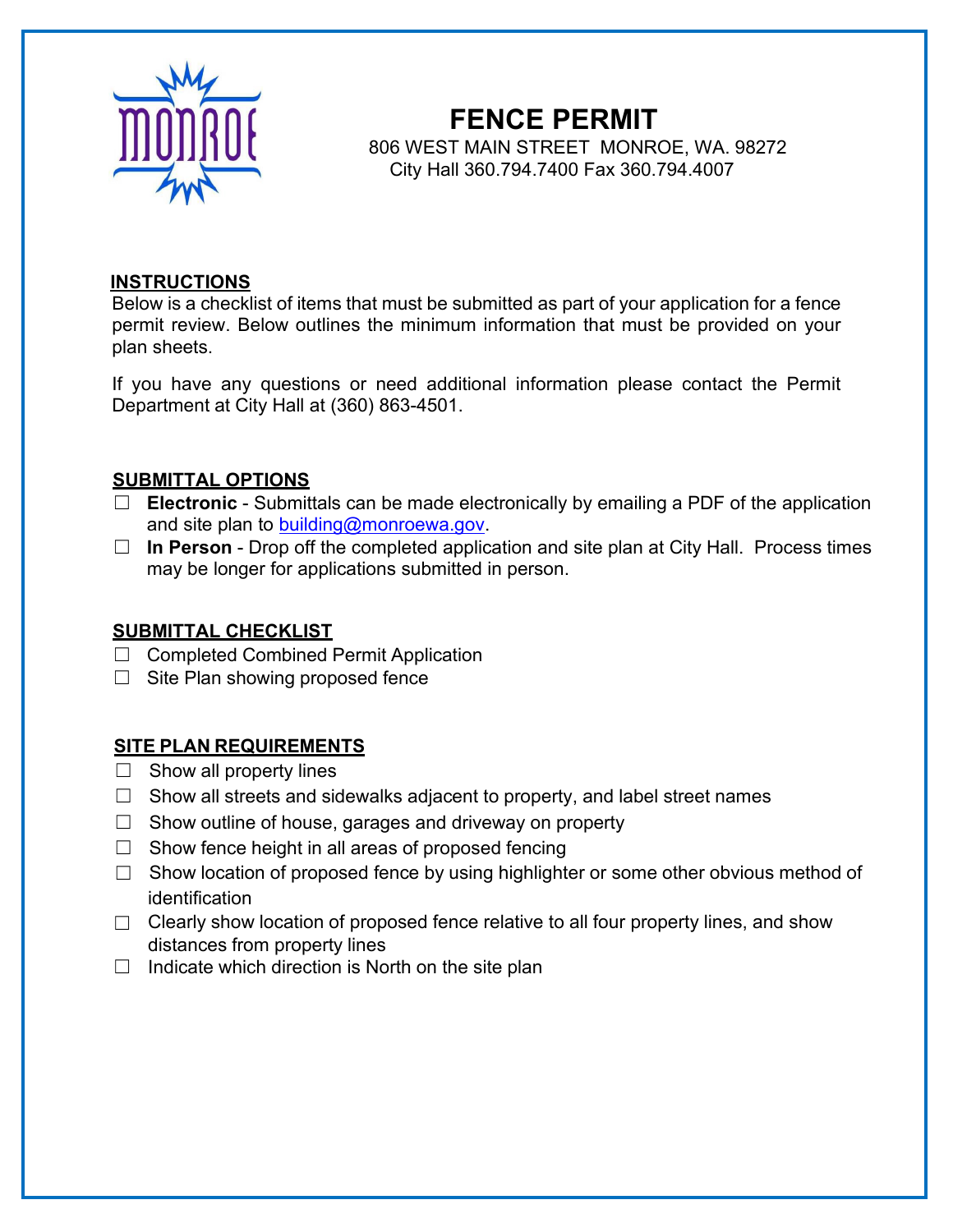# FENCE PERMIT

806 WEST MAIN STREET MONROE, WA. 98272
City Hall 360.794.7400 Fax 360.794.4007

## INSTRUCTIONS

Below is a checklist of items that must be submitted as part of your application for a fence permit review. Below outlines the minimum information that must be provided on your plan sheets.

If you have any questions or need additional information please contact the Permit Department at City Hall at (360) 863-4501.

## SUBMITTAL OPTIONS

- ☐ **Electronic** - Submittals can be made electronically by emailing a PDF of the application and site plan to building@monroewa.gov.
- ☐ **In Person** - Drop off the completed application and site plan at City Hall. Process times may be longer for applications submitted in person.

## SUBMITTAL CHECKLIST

- ☐ Completed Combined Permit Application
- ☐ Site Plan showing proposed fence

## SITE PLAN REQUIREMENTS

- ☐ Show all property lines
- ☐ Show all streets and sidewalks adjacent to property, and label street names
- ☐ Show outline of house, garages and driveway on property
- ☐ Show fence height in all areas of proposed fencing
- ☐ Show location of proposed fence by using highlighter or some other obvious method of identification
- ☐ Clearly show location of proposed fence relative to all four property lines, and show distances from property lines
- ☐ Indicate which direction is North on the site plan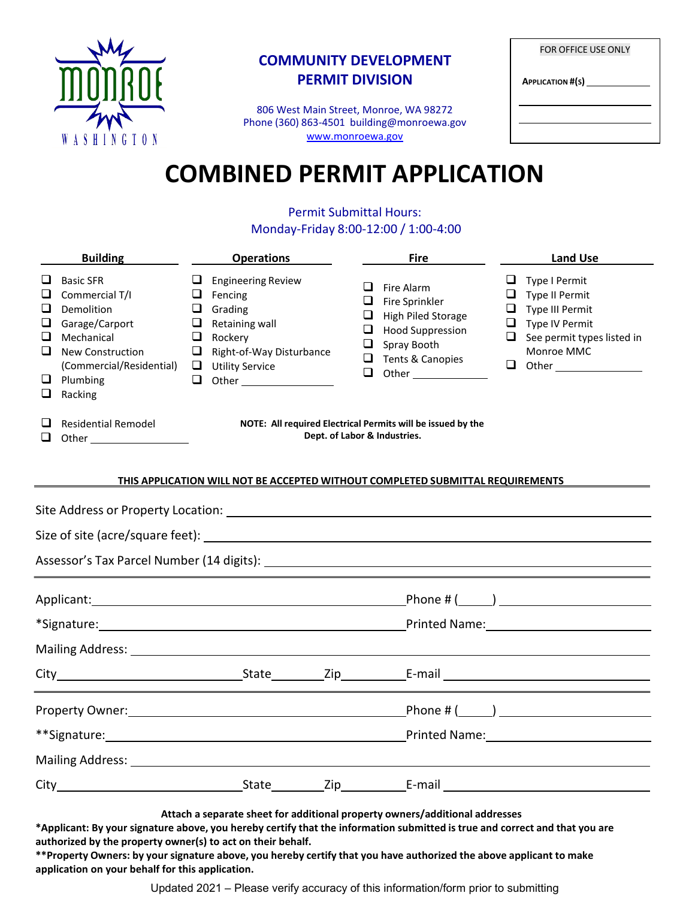**COMMUNITY DEVELOPMENT**
**PERMIT DIVISION**

806 West Main Street, Monroe, WA 98272
Phone (360) 863-4501 building@monroewa.gov
www.monroewa.gov

FOR OFFICE USE ONLY

APPLICATION #(S) ____________

# COMBINED PERMIT APPLICATION

Permit Submittal Hours:
Monday-Friday 8:00-12:00 / 1:00-4:00

| Building | Operations | Fire | Land Use |
|---|---|---|---|
| ❑ Basic SFR | ❑ Engineering Review | ❑ Fire Alarm | ❑ Type I Permit |
| ❑ Commercial T/I | ❑ Fencing | ❑ Fire Sprinkler | ❑ Type II Permit |
| ❑ Demolition | ❑ Grading | ❑ High Piled Storage | ❑ Type III Permit |
| ❑ Garage/Carport | ❑ Retaining wall | ❑ Hood Suppression | ❑ Type IV Permit |
| ❑ Mechanical | ❑ Rockery | ❑ Spray Booth | ❑ See permit types listed in Monroe MMC |
| ❑ New Construction (Commercial/Residential) | ❑ Right-of-Way Disturbance | ❑ Tents & Canopies | ❑ Other ____________ |
| ❑ Plumbing | ❑ Utility Service | ❑ Other ____________ | |
| ❑ Racking | ❑ Other ____________ | | |
| ❑ Residential Remodel | | | |
| ❑ Other ____________ | | | |

**NOTE: All required Electrical Permits will be issued by the Dept. of Labor & Industries.**

**THIS APPLICATION WILL NOT BE ACCEPTED WITHOUT COMPLETED SUBMITTAL REQUIREMENTS**

Site Address or Property Location: ____________

Size of site (acre/square feet): ____________

Assessor's Tax Parcel Number (14 digits): ____________

Applicant: ____________ Phone # (____) ____________

*Signature: ____________ Printed Name: ____________

Mailing Address: ____________

City ____________ State ______ Zip ______ E-mail ____________

Property Owner: ____________ Phone # (____) ____________

**Signature: ____________ Printed Name: ____________

Mailing Address: ____________

City ____________ State ______ Zip ______ E-mail ____________

**Attach a separate sheet for additional property owners/additional addresses**

**\*Applicant: By your signature above, you hereby certify that the information submitted is true and correct and that you are authorized by the property owner(s) to act on their behalf.**

**\*\*Property Owners: by your signature above, you hereby certify that you have authorized the above applicant to make application on your behalf for this application.**

Updated 2021 – Please verify accuracy of this information/form prior to submitting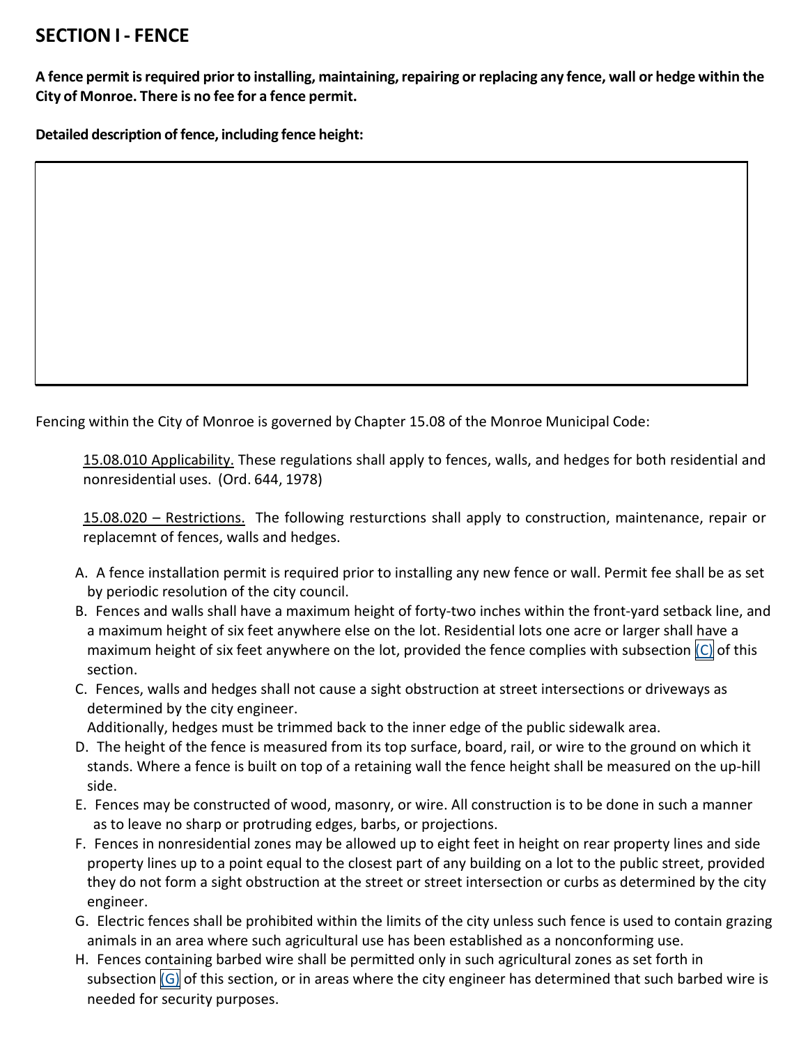## SECTION I - FENCE

**A fence permit is required prior to installing, maintaining, repairing or replacing any fence, wall or hedge within the City of Monroe. There is no fee for a fence permit.**

**Detailed description of fence, including fence height:**

Fencing within the City of Monroe is governed by Chapter 15.08 of the Monroe Municipal Code:

> 15.08.010 Applicability. These regulations shall apply to fences, walls, and hedges for both residential and nonresidential uses. (Ord. 644, 1978)
>
> 15.08.020 – Restrictions. The following resturctions shall apply to construction, maintenance, repair or replacemnt of fences, walls and hedges.

A. A fence installation permit is required prior to installing any new fence or wall. Permit fee shall be as set by periodic resolution of the city council.

B. Fences and walls shall have a maximum height of forty-two inches within the front-yard setback line, and a maximum height of six feet anywhere else on the lot. Residential lots one acre or larger shall have a maximum height of six feet anywhere on the lot, provided the fence complies with subsection (C) of this section.

C. Fences, walls and hedges shall not cause a sight obstruction at street intersections or driveways as determined by the city engineer.
Additionally, hedges must be trimmed back to the inner edge of the public sidewalk area.

D. The height of the fence is measured from its top surface, board, rail, or wire to the ground on which it stands. Where a fence is built on top of a retaining wall the fence height shall be measured on the up-hill side.

E. Fences may be constructed of wood, masonry, or wire. All construction is to be done in such a manner as to leave no sharp or protruding edges, barbs, or projections.

F. Fences in nonresidential zones may be allowed up to eight feet in height on rear property lines and side property lines up to a point equal to the closest part of any building on a lot to the public street, provided they do not form a sight obstruction at the street or street intersection or curbs as determined by the city engineer.

G. Electric fences shall be prohibited within the limits of the city unless such fence is used to contain grazing animals in an area where such agricultural use has been established as a nonconforming use.

H. Fences containing barbed wire shall be permitted only in such agricultural zones as set forth in subsection (G) of this section, or in areas where the city engineer has determined that such barbed wire is needed for security purposes.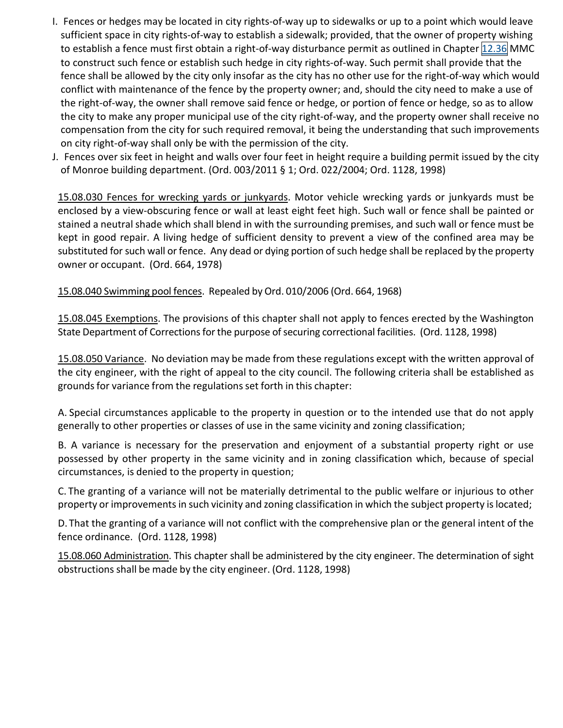I. Fences or hedges may be located in city rights-of-way up to sidewalks or up to a point which would leave sufficient space in city rights-of-way to establish a sidewalk; provided, that the owner of property wishing to establish a fence must first obtain a right-of-way disturbance permit as outlined in Chapter 12.36 MMC to construct such fence or establish such hedge in city rights-of-way. Such permit shall provide that the fence shall be allowed by the city only insofar as the city has no other use for the right-of-way which would conflict with maintenance of the fence by the property owner; and, should the city need to make a use of the right-of-way, the owner shall remove said fence or hedge, or portion of fence or hedge, so as to allow the city to make any proper municipal use of the city right-of-way, and the property owner shall receive no compensation from the city for such required removal, it being the understanding that such improvements on city right-of-way shall only be with the permission of the city.

J. Fences over six feet in height and walls over four feet in height require a building permit issued by the city of Monroe building department. (Ord. 003/2011 § 1; Ord. 022/2004; Ord. 1128, 1998)

15.08.030 Fences for wrecking yards or junkyards. Motor vehicle wrecking yards or junkyards must be enclosed by a view-obscuring fence or wall at least eight feet high. Such wall or fence shall be painted or stained a neutral shade which shall blend in with the surrounding premises, and such wall or fence must be kept in good repair. A living hedge of sufficient density to prevent a view of the confined area may be substituted for such wall or fence. Any dead or dying portion of such hedge shall be replaced by the property owner or occupant. (Ord. 664, 1978)

15.08.040 Swimming pool fences. Repealed by Ord. 010/2006 (Ord. 664, 1968)

15.08.045 Exemptions. The provisions of this chapter shall not apply to fences erected by the Washington State Department of Corrections for the purpose of securing correctional facilities. (Ord. 1128, 1998)

15.08.050 Variance. No deviation may be made from these regulations except with the written approval of the city engineer, with the right of appeal to the city council. The following criteria shall be established as grounds for variance from the regulations set forth in this chapter:

A. Special circumstances applicable to the property in question or to the intended use that do not apply generally to other properties or classes of use in the same vicinity and zoning classification;

B. A variance is necessary for the preservation and enjoyment of a substantial property right or use possessed by other property in the same vicinity and in zoning classification which, because of special circumstances, is denied to the property in question;

C. The granting of a variance will not be materially detrimental to the public welfare or injurious to other property or improvements in such vicinity and zoning classification in which the subject property is located;

D. That the granting of a variance will not conflict with the comprehensive plan or the general intent of the fence ordinance. (Ord. 1128, 1998)

15.08.060 Administration. This chapter shall be administered by the city engineer. The determination of sight obstructions shall be made by the city engineer. (Ord. 1128, 1998)